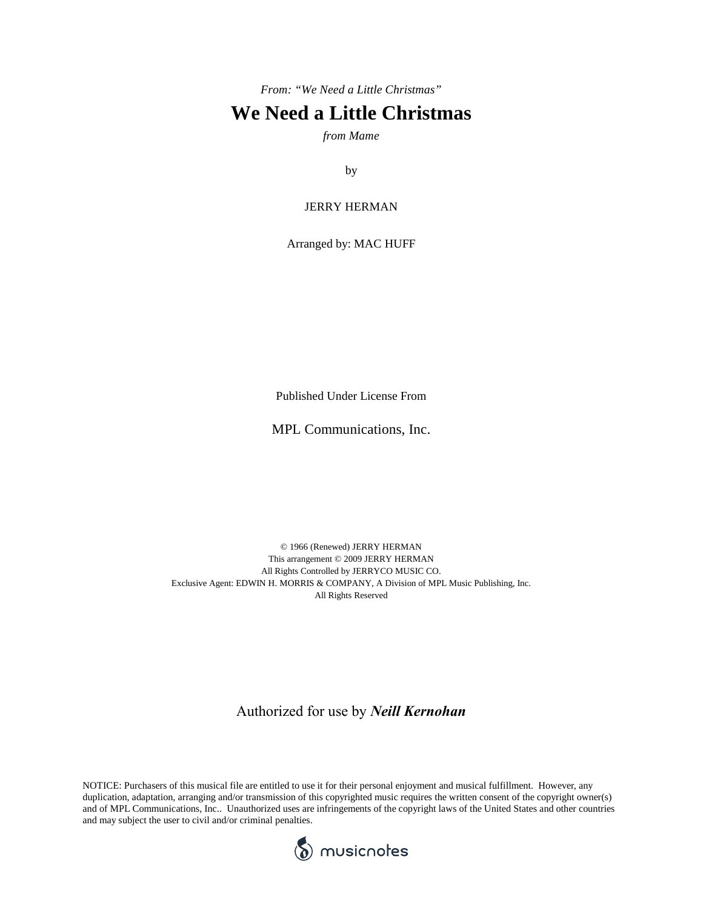*From: "We Need a Little Christmas"*

# We Need a Little Christmas

*from Mame*

by

JERRY HERMAN

Arranged by: MAC HUFF

Published Under License From

MPL Communications, Inc.

© 1966 (Renewed) JERRY HERMAN
This arrangement © 2009 JERRY HERMAN
All Rights Controlled by JERRYCO MUSIC CO.
Exclusive Agent: EDWIN H. MORRIS & COMPANY, A Division of MPL Music Publishing, Inc.
All Rights Reserved

Authorized for use by ***Neill Kernohan***

NOTICE: Purchasers of this musical file are entitled to use it for their personal enjoyment and musical fulfillment. However, any duplication, adaptation, arranging and/or transmission of this copyrighted music requires the written consent of the copyright owner(s) and of MPL Communications, Inc.. Unauthorized uses are infringements of the copyright laws of the United States and other countries and may subject the user to civil and/or criminal penalties.

musicnotes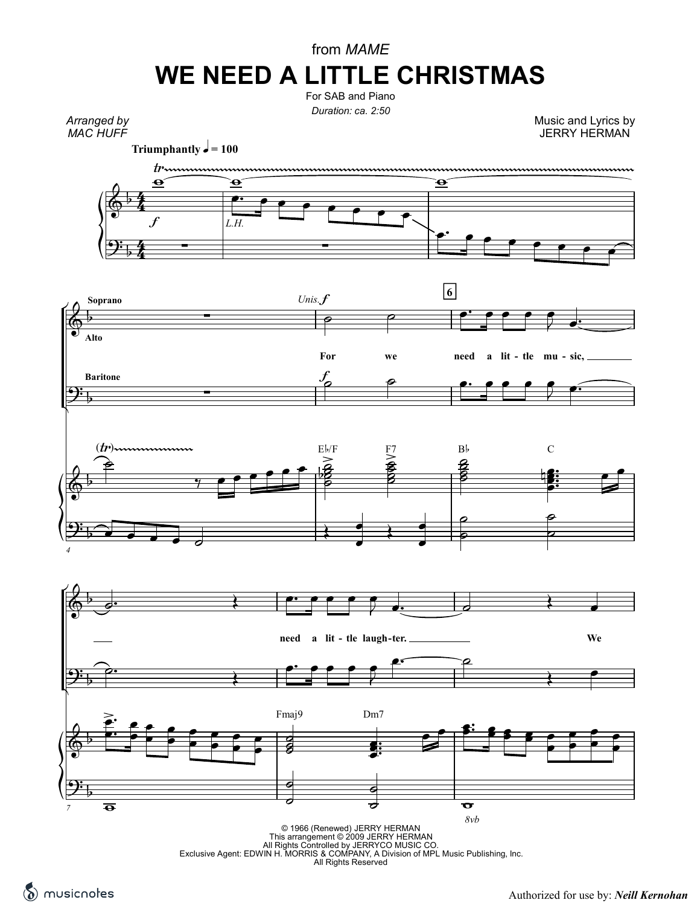from *MAME*

# WE NEED A LITTLE CHRISTMAS

For SAB and Piano

*Duration: ca. 2:50*

*Arranged by*
*MAC HUFF*

Music and Lyrics by
JERRY HERMAN

© 1966 (Renewed) JERRY HERMAN
This arrangement © 2009 JERRY HERMAN
All Rights Controlled by JERRYCO MUSIC CO.
Exclusive Agent: EDWIN H. MORRIS & COMPANY, A Division of MPL Music Publishing, Inc.
All Rights Reserved

Authorized for use by: *Neill Kernohan*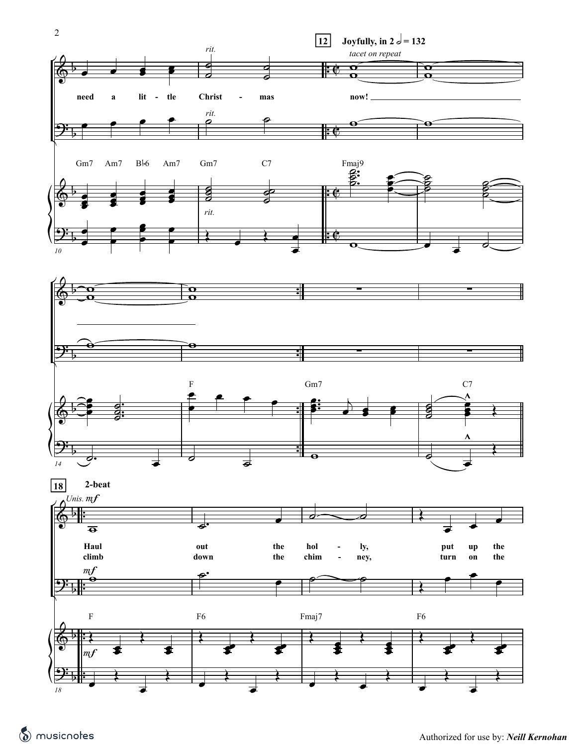**12** **Joyfully, in 2** 𝅗𝅥 **= 132**

*tacet on repeat*

*rit.*

need a lit - tle Christ - mas now!

Gm7 Am7 B♭6 Am7 Gm7 C7 Fmaj9

F Gm7 C7

**18** **2-beat**

*Unis.* *mf*

Haul out the hol - ly, put up the

climb down the chim - ney, turn on the

F F6 Fmaj7 F6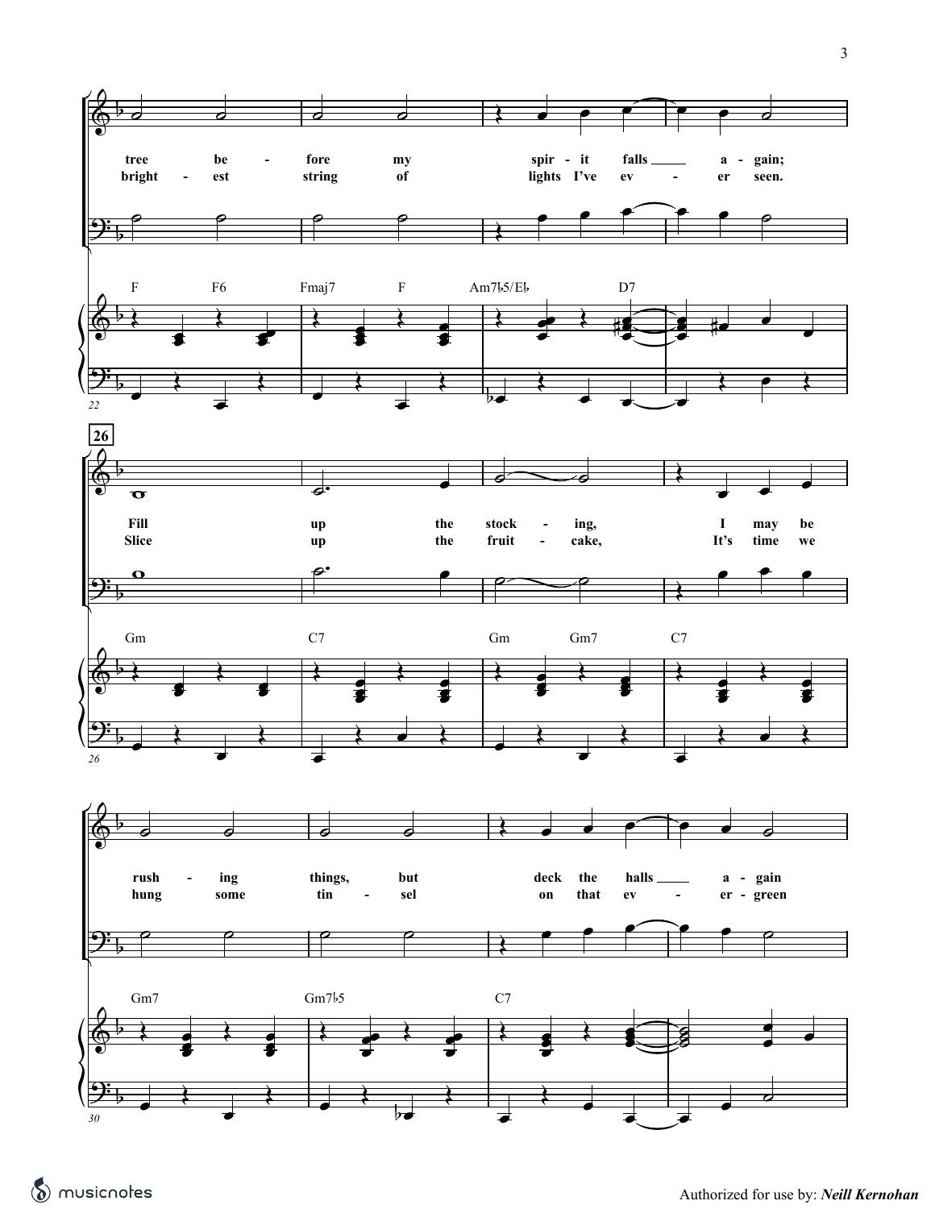F F6 Fmaj7 F Am7♭5/E♭ D7

tree be - fore my spir - it falls a - gain;
bright - est string of lights I've ev - er seen.

**26**

Gm C7 Gm Gm7 C7

Fill up the stock - ing, I may be
Slice up the fruit - cake, It's time we

Gm7 Gm7♭5 C7

rush - ing things, but deck the halls a - gain
hung some tin - sel on that ev - er - green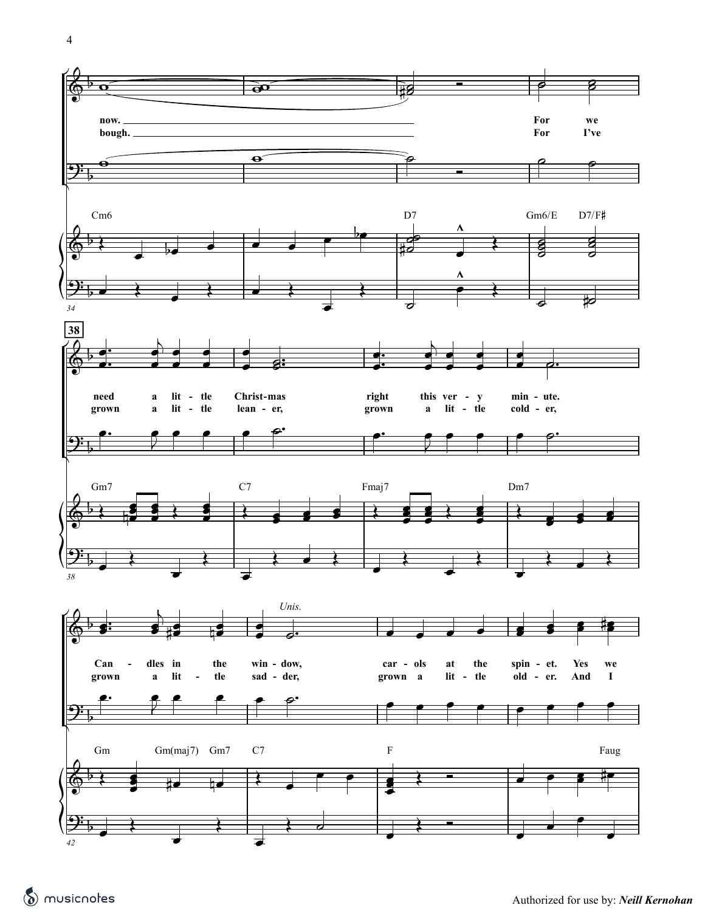now. _______________ For we
bough. _______________ For I've

Cm6 — D7 — Gm6/E D7/F♯

**38**

need a lit - tle Christ - mas right this ver - y min - ute.
grown a lit - tle lean - er, grown a lit - tle cold - er,

Gm7 — C7 — Fmaj7 — Dm7

*Unis.*

Can - dles in the win - dow, car - ols at the spin - et. Yes we
grown a lit - tle sad - der, grown a lit - tle old - er. And I

Gm Gm(maj7) Gm7 — C7 — F — Faug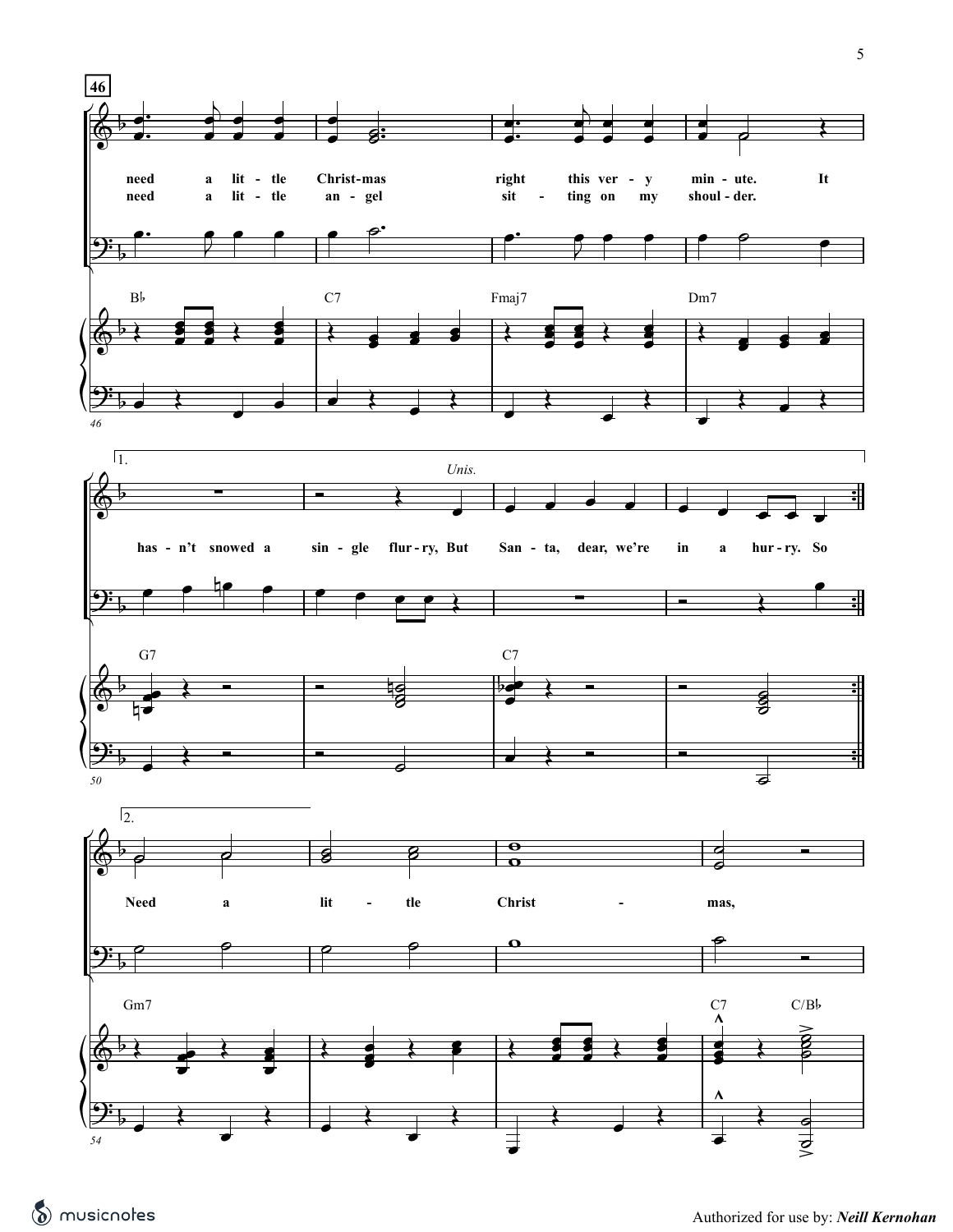46

need a lit - tle Christ-mas right this ver - y min - ute. It

need a lit - tle an - gel sit - ting on my shoul - der.

B♭ C7 Fmaj7 Dm7

1.

*Unis.*

has - n't snowed a sin - gle flur - ry, But San - ta, dear, we're in a hur - ry. So

G7 C7

2.

Need a lit - tle Christ - mas,

Gm7 C7 C/B♭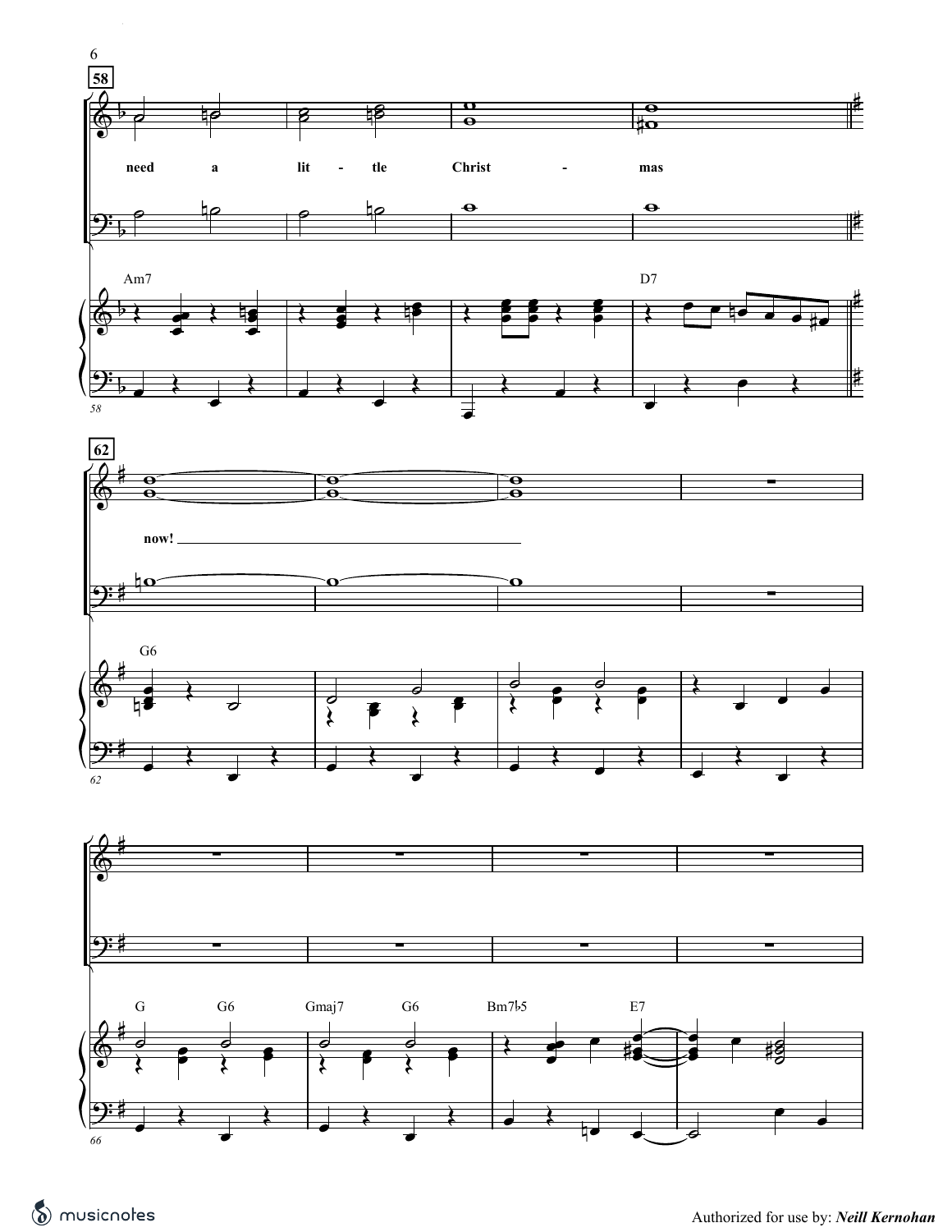**58**

need a lit - tle Christ - mas

Am7 D7

**62**

now!

G6

G G6 Gmaj7 G6 Bm7♭5 E7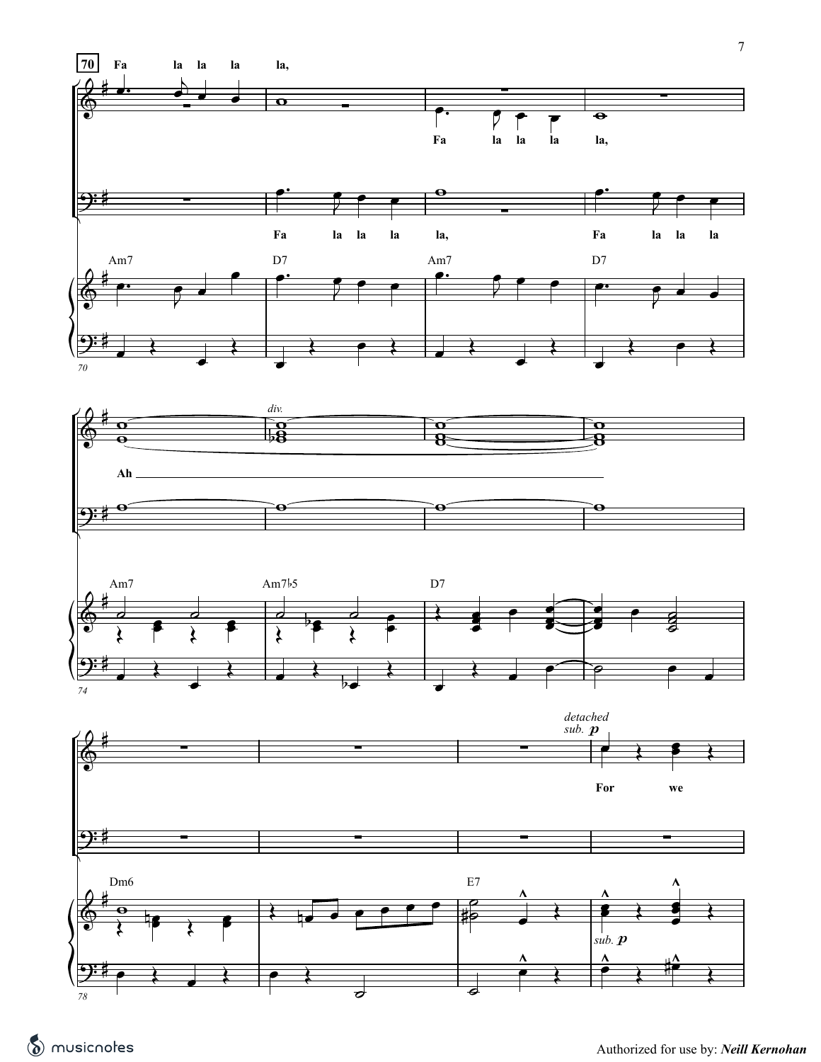**70**

Fa la la la la,

Fa la la la la,

Fa la la la la,

Fa la la la

Am7 D7 Am7 D7

*div.*

Ah

Am7 Am7♭5 D7

*detached*
*sub.* ***p***

For we

Dm6 E7

*sub.* ***p***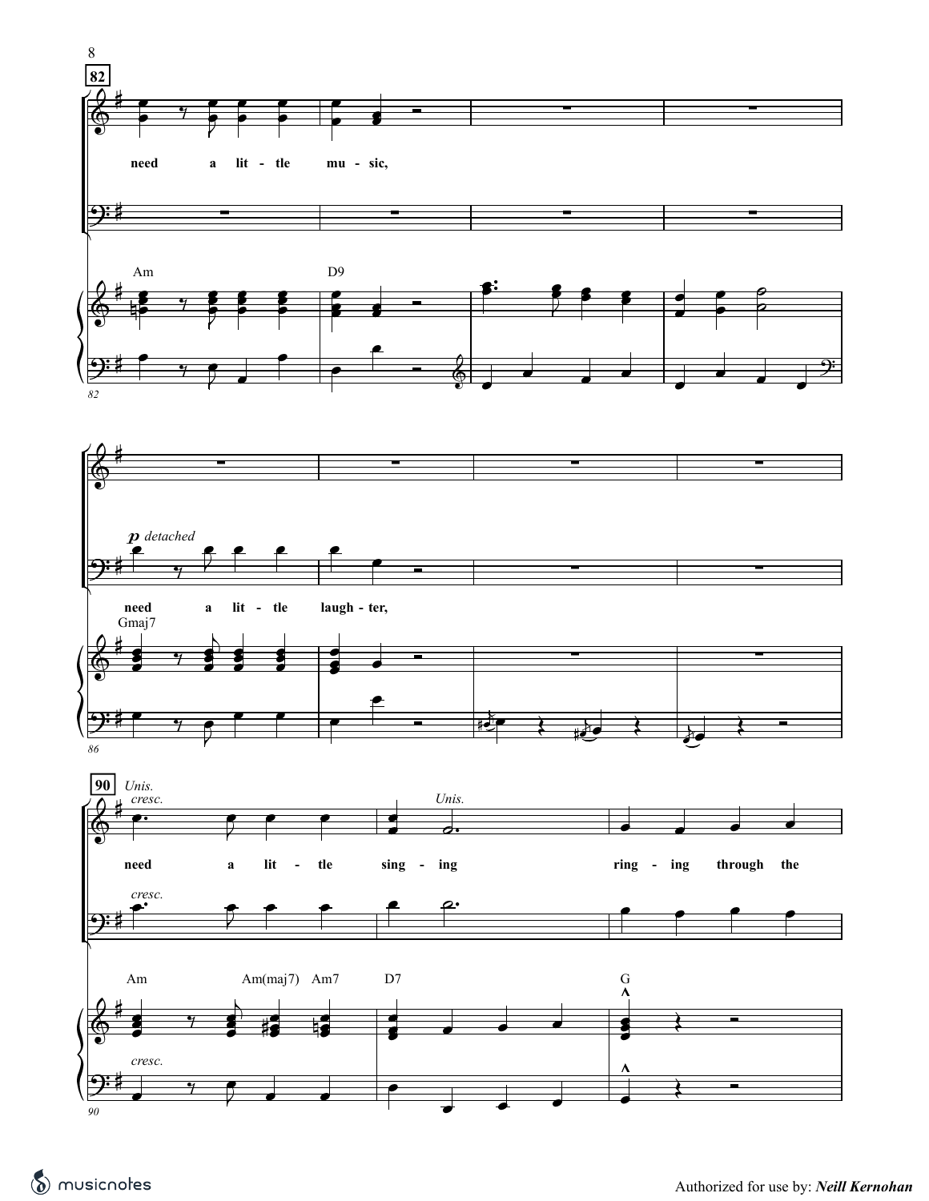82

need a lit - tle mu - sic,

Am D9

*p detached*

need a lit - tle laugh - ter,

Gmaj7

90 *Unis.* *cresc.*

need a lit - tle sing - ing ring - ing through the

*Unis.*

*cresc.*

Am Am(maj7) Am7 D7 G

*cresc.*

Authorized for use by: ***Neill Kernohan***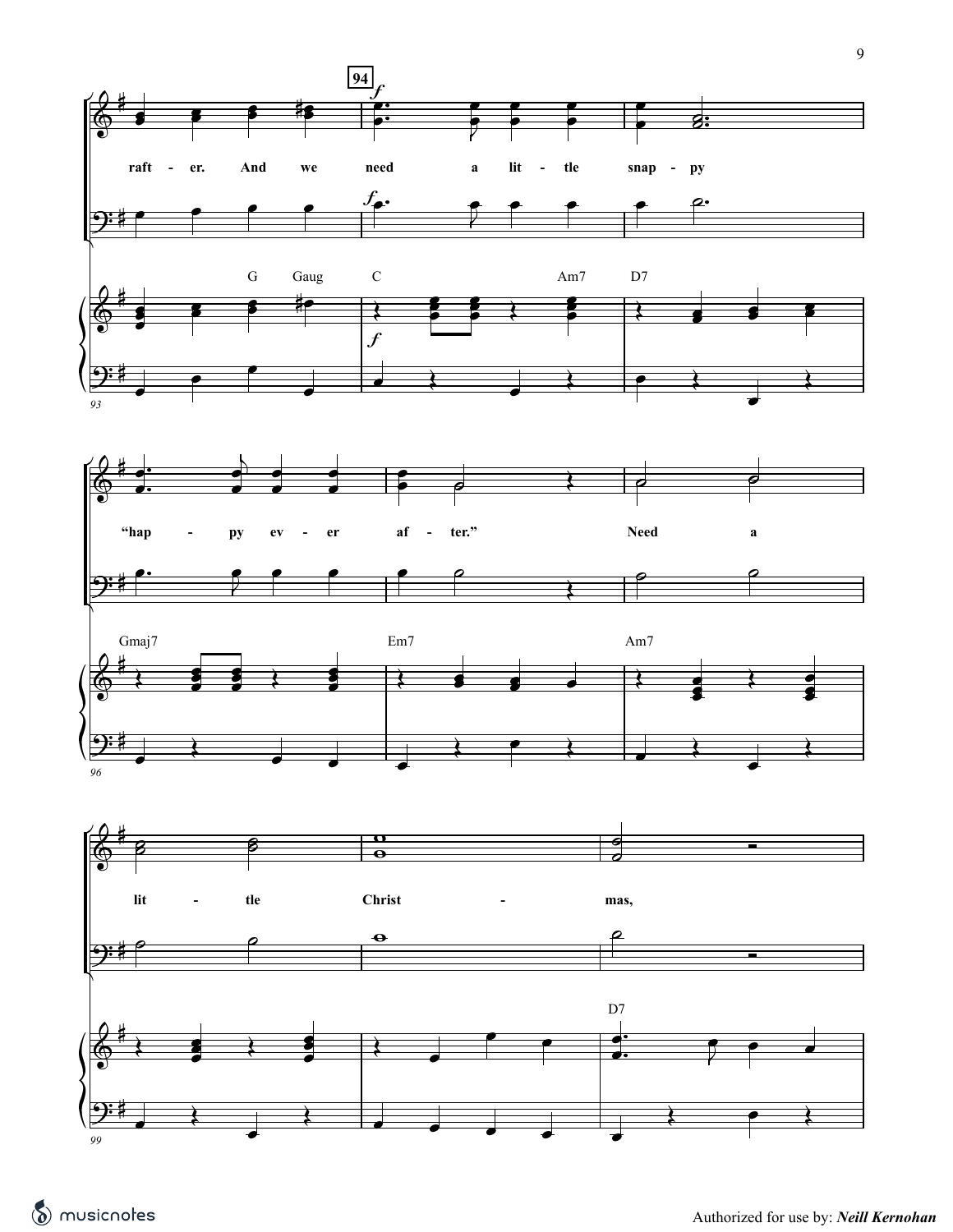94

raft - er. And we need a lit - tle snap - py

G Gaug C Am7 D7

93

"hap - py ev - er af - ter." Need a

Gmaj7 Em7 Am7

96

lit - tle Christ - mas,

D7

99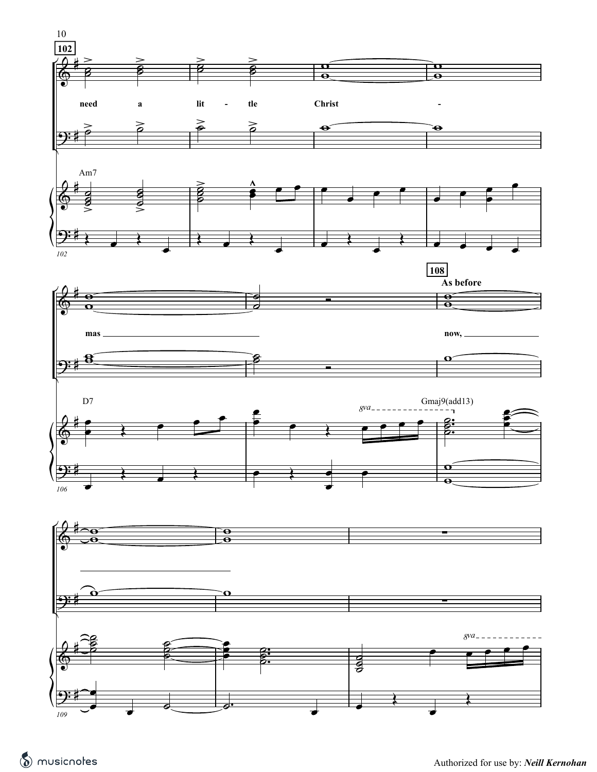**102**

need a lit - tle Christ - mas now,

Am7

D7

**108** **As before**

Gmaj9(add13)

8va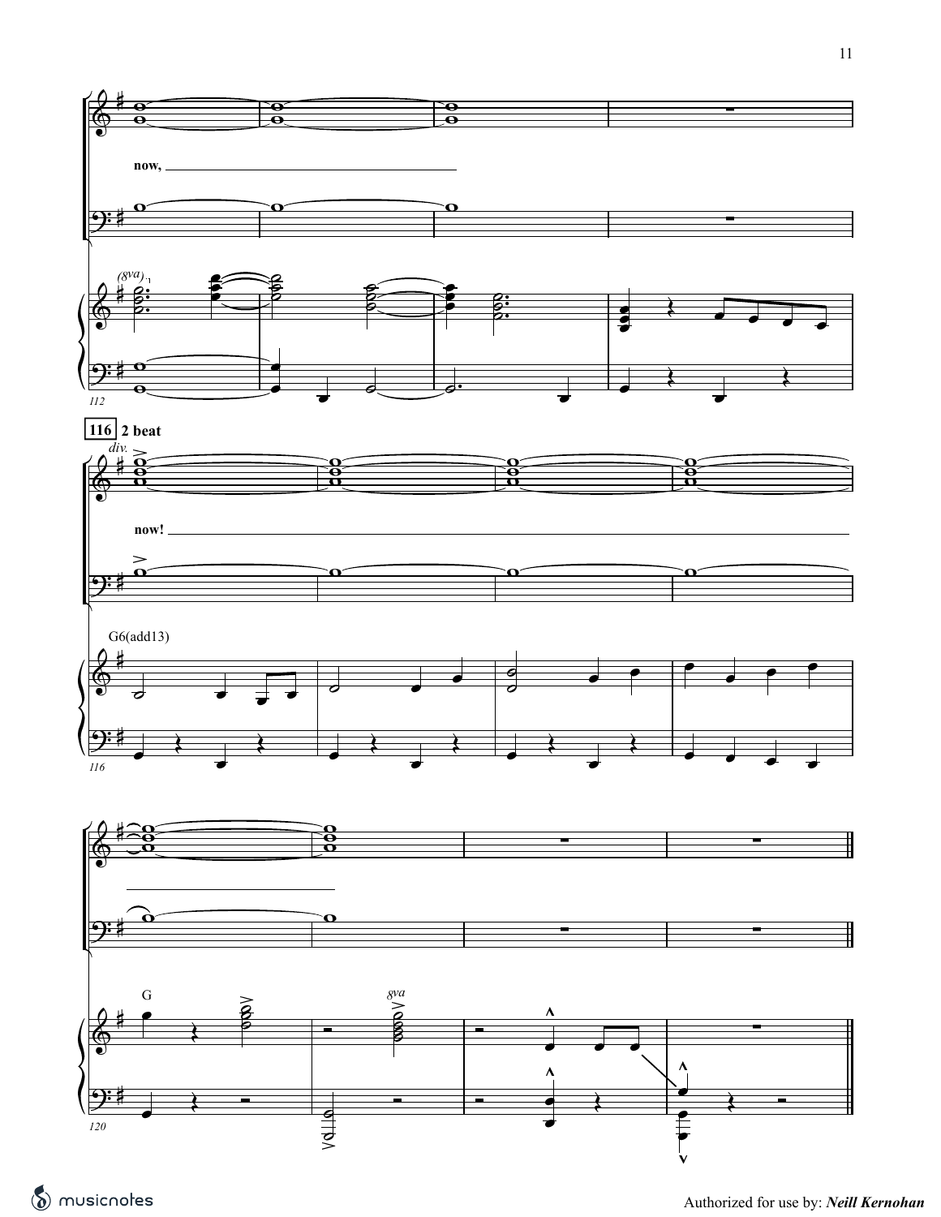now,

116 2 beat

div.

now!

G6(add13)

G

Authorized for use by: *Neill Kernohan*